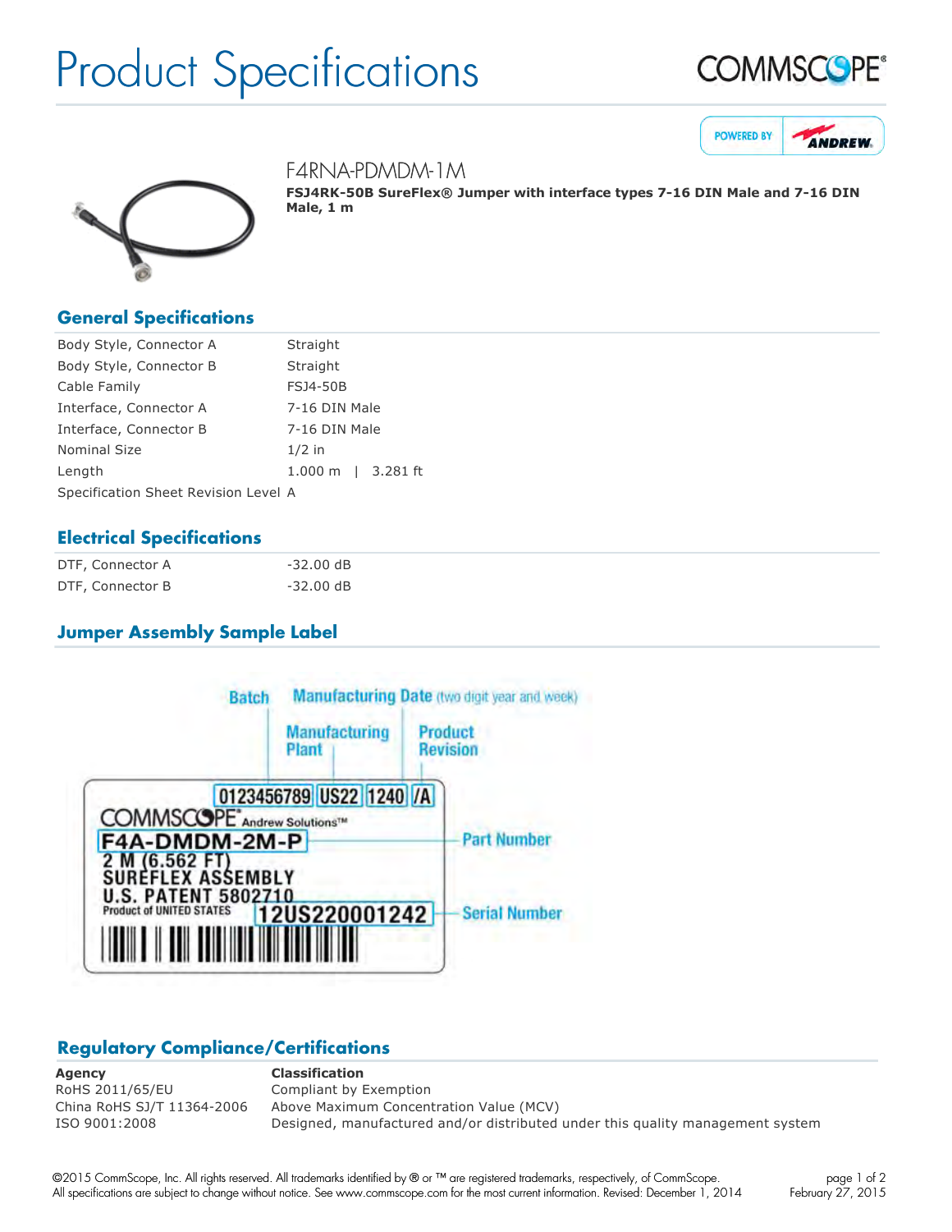# Product Specifications

## F4RNA-PDMDM-1M

**FSJ4RK-50B SureFlex® Jumper with interface types 7-16 DIN Male and 7-16 DIN Male, 1 m**

## General Specifications

| | |
|---|---|
| Body Style, Connector A | Straight |
| Body Style, Connector B | Straight |
| Cable Family | FSJ4-50B |
| Interface, Connector A | 7-16 DIN Male |
| Interface, Connector B | 7-16 DIN Male |
| Nominal Size | 1/2 in |
| Length | 1.000 m \| 3.281 ft |
| Specification Sheet Revision Level | A |

## Electrical Specifications

| | |
|---|---|
| DTF, Connector A | -32.00 dB |
| DTF, Connector B | -32.00 dB |

## Jumper Assembly Sample Label

## Regulatory Compliance/Certifications

| Agency | Classification |
|---|---|
| RoHS 2011/65/EU | Compliant by Exemption |
| China RoHS SJ/T 11364-2006 | Above Maximum Concentration Value (MCV) |
| ISO 9001:2008 | Designed, manufactured and/or distributed under this quality management system |

©2015 CommScope, Inc. All rights reserved. All trademarks identified by ® or ™ are registered trademarks, respectively, of CommScope. All specifications are subject to change without notice. See www.commscope.com for the most current information. Revised: December 1, 2014

February 27, 2015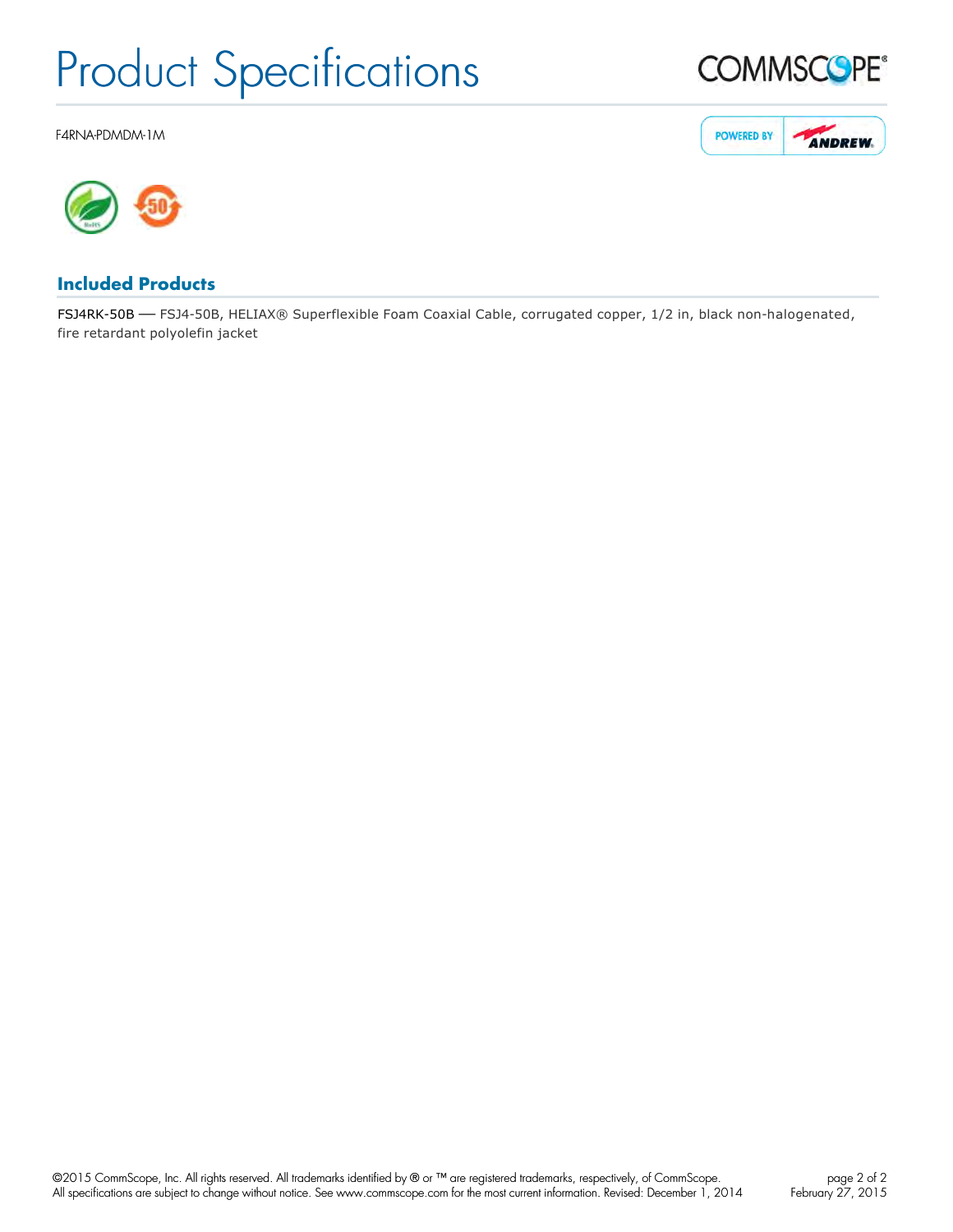## Included Products

FSJ4RK-50B — FSJ4-50B, HELIAX® Superflexible Foam Coaxial Cable, corrugated copper, 1/2 in, black non-halogenated, fire retardant polyolefin jacket